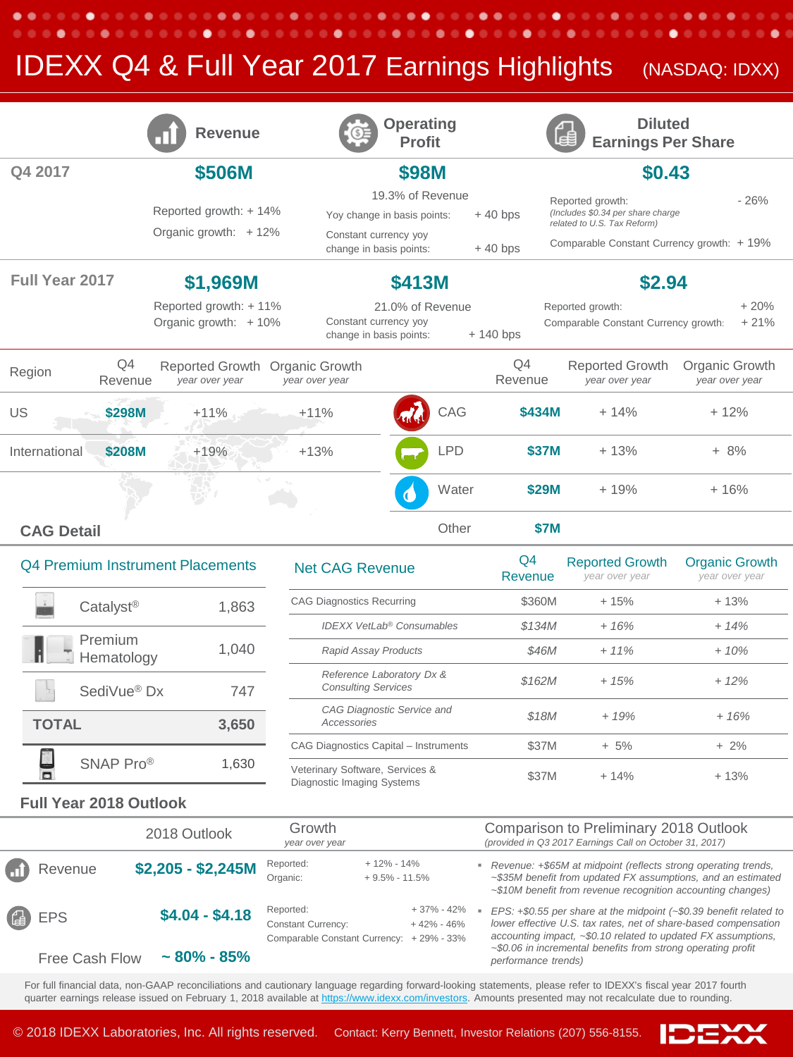# IDEXX Q4 & Full Year 2017 Earnings Highlights (NASDAQ: IDXX)

| | Revenue | Operating Profit | Diluted Earnings Per Share |
|---|---|---|---|
| **Q4 2017** | **$506M** | **$98M** | **$0.43** |
| | Reported growth: + 14% | 19.3% of Revenue | Reported growth: - 26% (Includes $0.34 per share charge related to U.S. Tax Reform) |
| | Organic growth: + 12% | Yoy change in basis points: + 40 bps | Comparable Constant Currency growth: + 19% |
| | | Constant currency yoy change in basis points: + 40 bps | |
| **Full Year 2017** | **$1,969M** | **$413M** | **$2.94** |
| | Reported growth: + 11% | 21.0% of Revenue | Reported growth: + 20% |
| | Organic growth: + 10% | Constant currency yoy change in basis points: + 140 bps | Comparable Constant Currency growth: + 21% |

| Region | Q4 Revenue | Reported Growth *year over year* | Organic Growth *year over year* |
|---|---|---|---|
| US | $298M | +11% | +11% |
| International | $208M | +19% | +13% |

| | Q4 Revenue | Reported Growth *year over year* | Organic Growth *year over year* |
|---|---|---|---|
| CAG | $434M | + 14% | + 12% |
| LPD | $37M | + 13% | + 8% |
| Water | $29M | + 19% | + 16% |
| Other | $7M | | |

## CAG Detail

### Q4 Premium Instrument Placements

| Instrument | Placements |
|---|---|
| Catalyst® | 1,863 |
| Premium Hematology | 1,040 |
| SediVue® Dx | 747 |
| **TOTAL** | **3,650** |
| SNAP Pro® | 1,630 |

### Net CAG Revenue

| Net CAG Revenue | Q4 Revenue | Reported Growth *year over year* | Organic Growth *year over year* |
|---|---|---|---|
| CAG Diagnostics Recurring | $360M | + 15% | + 13% |
| *IDEXX VetLab® Consumables* | *$134M* | *+ 16%* | *+ 14%* |
| *Rapid Assay Products* | *$46M* | *+ 11%* | *+ 10%* |
| *Reference Laboratory Dx & Consulting Services* | *$162M* | *+ 15%* | *+ 12%* |
| *CAG Diagnostic Service and Accessories* | *$18M* | *+ 19%* | *+ 16%* |
| CAG Diagnostics Capital – Instruments | $37M | + 5% | + 2% |
| Veterinary Software, Services & Diagnostic Imaging Systems | $37M | + 14% | + 13% |

## Full Year 2018 Outlook

| | 2018 Outlook | Growth *year over year* | Comparison to Preliminary 2018 Outlook *(provided in Q3 2017 Earnings Call on October 31, 2017)* |
|---|---|---|---|
| Revenue | $2,205 - $2,245M | Reported: + 12% - 14%<br>Organic: + 9.5% - 11.5% | *Revenue: +$65M at midpoint (reflects strong operating trends, ~$35M benefit from updated FX assumptions, and an estimated ~$10M benefit from revenue recognition accounting changes)* |
| EPS | $4.04 - $4.18 | Reported: + 37% - 42%<br>Constant Currency: + 42% - 46%<br>Comparable Constant Currency: + 29% - 33% | *EPS: +$0.55 per share at the midpoint (~$0.39 benefit related to lower effective U.S. tax rates, net of share-based compensation accounting impact, ~$0.10 related to updated FX assumptions, ~$0.06 in incremental benefits from strong operating profit performance trends)* |
| Free Cash Flow | ~ 80% - 85% | | |

For full financial data, non-GAAP reconciliations and cautionary language regarding forward-looking statements, please refer to IDEXX's fiscal year 2017 fourth quarter earnings release issued on February 1, 2018 available at https://www.idexx.com/investors. Amounts presented may not recalculate due to rounding.

© 2018 IDEXX Laboratories, Inc. All rights reserved. Contact: Kerry Bennett, Investor Relations (207) 556-8155.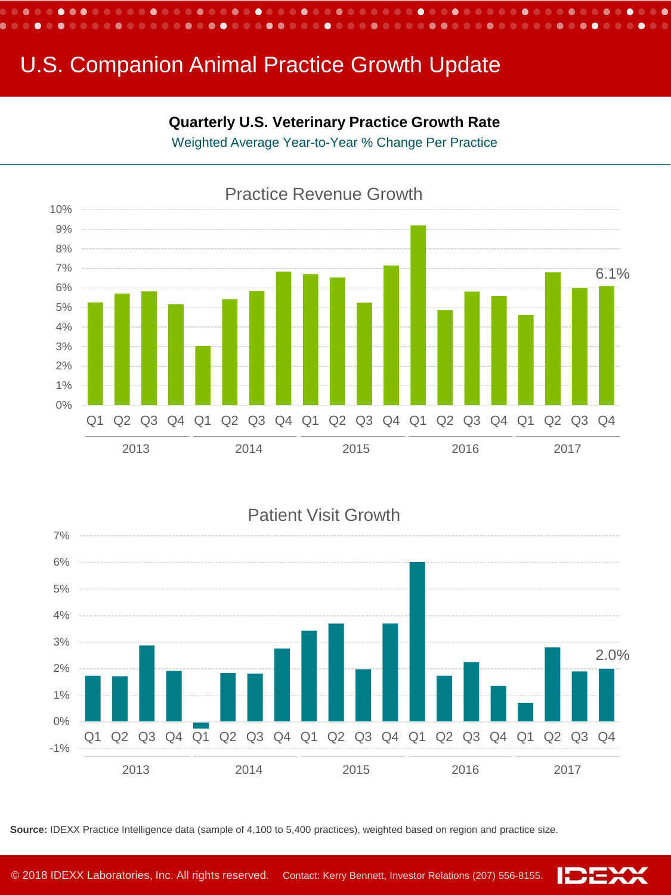# U.S. Companion Animal Practice Growth Update

**Quarterly U.S. Veterinary Practice Growth Rate**

Weighted Average Year-to-Year % Change Per Practice

Practice Revenue Growth

10%
9%
8%
7%
6%
5%
4%
3%
2%
1%
0%

6.1%

Q1 Q2 Q3 Q4 Q1 Q2 Q3 Q4 Q1 Q2 Q3 Q4 Q1 Q2 Q3 Q4 Q1 Q2 Q3 Q4

2013 2014 2015 2016 2017

Patient Visit Growth

7%
6%
5%
4%
3%
2%
1%
0%
-1%

2.0%

Q1 Q2 Q3 Q4 Q1 Q2 Q3 Q4 Q1 Q2 Q3 Q4 Q1 Q2 Q3 Q4 Q1 Q2 Q3 Q4

2013 2014 2015 2016 2017

**Source:** IDEXX Practice Intelligence data (sample of 4,100 to 5,400 practices), weighted based on region and practice size.

© 2018 IDEXX Laboratories, Inc. All rights reserved. Contact: Kerry Bennett, Investor Relations (207) 556-8155.